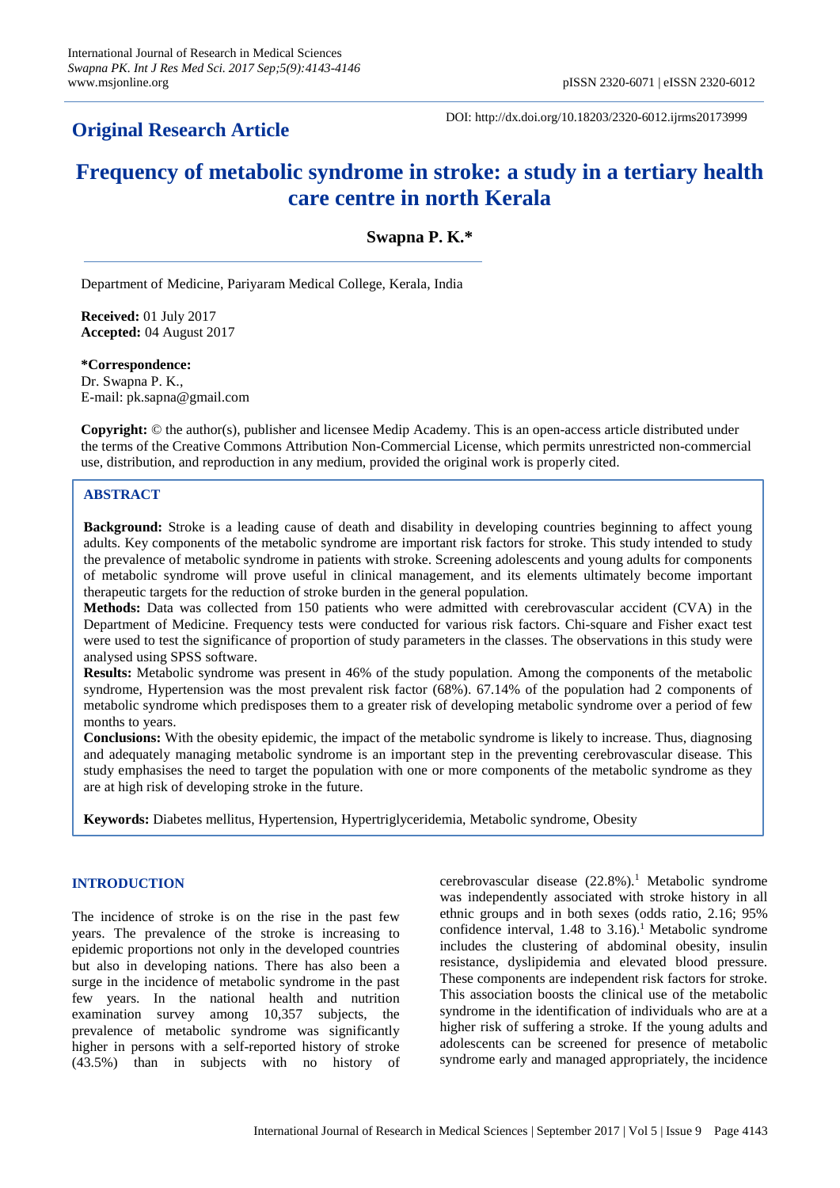## Original Research Article

DOI: http://dx.doi.org/10.18203/2320-6012.ijrms20173999

# Frequency of metabolic syndrome in stroke: a study in a tertiary health care centre in north Kerala

**Swapna P. K.\***

Department of Medicine, Pariyaram Medical College, Kerala, India

**Received:** 01 July 2017
**Accepted:** 04 August 2017

**\*Correspondence:**
Dr. Swapna P. K.,
E-mail: pk.sapna@gmail.com

**Copyright:** © the author(s), publisher and licensee Medip Academy. This is an open-access article distributed under the terms of the Creative Commons Attribution Non-Commercial License, which permits unrestricted non-commercial use, distribution, and reproduction in any medium, provided the original work is properly cited.

## ABSTRACT

**Background:** Stroke is a leading cause of death and disability in developing countries beginning to affect young adults. Key components of the metabolic syndrome are important risk factors for stroke. This study intended to study the prevalence of metabolic syndrome in patients with stroke. Screening adolescents and young adults for components of metabolic syndrome will prove useful in clinical management, and its elements ultimately become important therapeutic targets for the reduction of stroke burden in the general population.

**Methods:** Data was collected from 150 patients who were admitted with cerebrovascular accident (CVA) in the Department of Medicine. Frequency tests were conducted for various risk factors. Chi-square and Fisher exact test were used to test the significance of proportion of study parameters in the classes. The observations in this study were analysed using SPSS software.

**Results:** Metabolic syndrome was present in 46% of the study population. Among the components of the metabolic syndrome, Hypertension was the most prevalent risk factor (68%). 67.14% of the population had 2 components of metabolic syndrome which predisposes them to a greater risk of developing metabolic syndrome over a period of few months to years.

**Conclusions:** With the obesity epidemic, the impact of the metabolic syndrome is likely to increase. Thus, diagnosing and adequately managing metabolic syndrome is an important step in the preventing cerebrovascular disease. This study emphasises the need to target the population with one or more components of the metabolic syndrome as they are at high risk of developing stroke in the future.

**Keywords:** Diabetes mellitus, Hypertension, Hypertriglyceridemia, Metabolic syndrome, Obesity

## INTRODUCTION

The incidence of stroke is on the rise in the past few years. The prevalence of the stroke is increasing to epidemic proportions not only in the developed countries but also in developing nations. There has also been a surge in the incidence of metabolic syndrome in the past few years. In the national health and nutrition examination survey among 10,357 subjects, the prevalence of metabolic syndrome was significantly higher in persons with a self-reported history of stroke (43.5%) than in subjects with no history of cerebrovascular disease (22.8%).[1] Metabolic syndrome was independently associated with stroke history in all ethnic groups and in both sexes (odds ratio, 2.16; 95% confidence interval, 1.48 to 3.16).[1] Metabolic syndrome includes the clustering of abdominal obesity, insulin resistance, dyslipidemia and elevated blood pressure. These components are independent risk factors for stroke. This association boosts the clinical use of the metabolic syndrome in the identification of individuals who are at a higher risk of suffering a stroke. If the young adults and adolescents can be screened for presence of metabolic syndrome early and managed appropriately, the incidence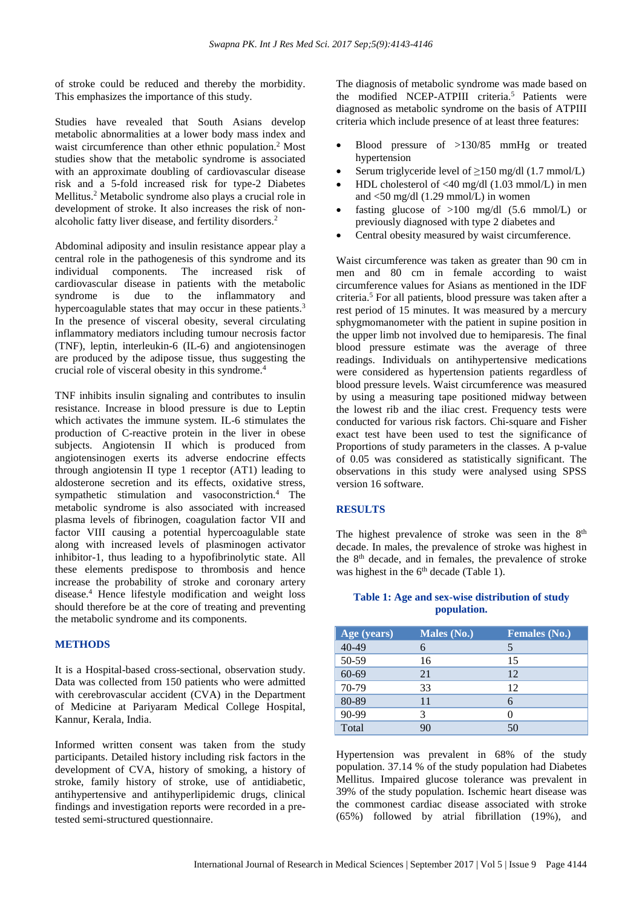of stroke could be reduced and thereby the morbidity. This emphasizes the importance of this study.

Studies have revealed that South Asians develop metabolic abnormalities at a lower body mass index and waist circumference than other ethnic population.[2] Most studies show that the metabolic syndrome is associated with an approximate doubling of cardiovascular disease risk and a 5-fold increased risk for type-2 Diabetes Mellitus.[2] Metabolic syndrome also plays a crucial role in development of stroke. It also increases the risk of non-alcoholic fatty liver disease, and fertility disorders.[2]

Abdominal adiposity and insulin resistance appear play a central role in the pathogenesis of this syndrome and its individual components. The increased risk of cardiovascular disease in patients with the metabolic syndrome is due to the inflammatory and hypercoagulable states that may occur in these patients.[3] In the presence of visceral obesity, several circulating inflammatory mediators including tumour necrosis factor (TNF), leptin, interleukin-6 (IL-6) and angiotensinogen are produced by the adipose tissue, thus suggesting the crucial role of visceral obesity in this syndrome.[4]

TNF inhibits insulin signaling and contributes to insulin resistance. Increase in blood pressure is due to Leptin which activates the immune system. IL-6 stimulates the production of C-reactive protein in the liver in obese subjects. Angiotensin II which is produced from angiotensinogen exerts its adverse endocrine effects through angiotensin II type 1 receptor (AT1) leading to aldosterone secretion and its effects, oxidative stress, sympathetic stimulation and vasoconstriction.[4] The metabolic syndrome is also associated with increased plasma levels of fibrinogen, coagulation factor VII and factor VIII causing a potential hypercoagulable state along with increased levels of plasminogen activator inhibitor-1, thus leading to a hypofibrinolytic state. All these elements predispose to thrombosis and hence increase the probability of stroke and coronary artery disease.[4] Hence lifestyle modification and weight loss should therefore be at the core of treating and preventing the metabolic syndrome and its components.

## METHODS

It is a Hospital-based cross-sectional, observation study. Data was collected from 150 patients who were admitted with cerebrovascular accident (CVA) in the Department of Medicine at Pariyaram Medical College Hospital, Kannur, Kerala, India.

Informed written consent was taken from the study participants. Detailed history including risk factors in the development of CVA, history of smoking, a history of stroke, family history of stroke, use of antidiabetic, antihypertensive and antihyperlipidemic drugs, clinical findings and investigation reports were recorded in a pre-tested semi-structured questionnaire.

The diagnosis of metabolic syndrome was made based on the modified NCEP-ATPIII criteria.[5] Patients were diagnosed as metabolic syndrome on the basis of ATPIII criteria which include presence of at least three features:

- Blood pressure of >130/85 mmHg or treated hypertension
- Serum triglyceride level of ≥150 mg/dl (1.7 mmol/L)
- HDL cholesterol of <40 mg/dl (1.03 mmol/L) in men and <50 mg/dl (1.29 mmol/L) in women
- fasting glucose of >100 mg/dl (5.6 mmol/L) or previously diagnosed with type 2 diabetes and
- Central obesity measured by waist circumference.

Waist circumference was taken as greater than 90 cm in men and 80 cm in female according to waist circumference values for Asians as mentioned in the IDF criteria.[5] For all patients, blood pressure was taken after a rest period of 15 minutes. It was measured by a mercury sphygmomanometer with the patient in supine position in the upper limb not involved due to hemiparesis. The final blood pressure estimate was the average of three readings. Individuals on antihypertensive medications were considered as hypertension patients regardless of blood pressure levels. Waist circumference was measured by using a measuring tape positioned midway between the lowest rib and the iliac crest. Frequency tests were conducted for various risk factors. Chi-square and Fisher exact test have been used to test the significance of Proportions of study parameters in the classes. A p-value of 0.05 was considered as statistically significant. The observations in this study were analysed using SPSS version 16 software.

## RESULTS

The highest prevalence of stroke was seen in the 8th decade. In males, the prevalence of stroke was highest in the 8th decade, and in females, the prevalence of stroke was highest in the 6th decade (Table 1).

**Table 1: Age and sex-wise distribution of study population.**

| Age (years) | Males (No.) | Females (No.) |
|---|---|---|
| 40-49 | 6 | 5 |
| 50-59 | 16 | 15 |
| 60-69 | 21 | 12 |
| 70-79 | 33 | 12 |
| 80-89 | 11 | 6 |
| 90-99 | 3 | 0 |
| Total | 90 | 50 |

Hypertension was prevalent in 68% of the study population. 37.14 % of the study population had Diabetes Mellitus. Impaired glucose tolerance was prevalent in 39% of the study population. Ischemic heart disease was the commonest cardiac disease associated with stroke (65%) followed by atrial fibrillation (19%), and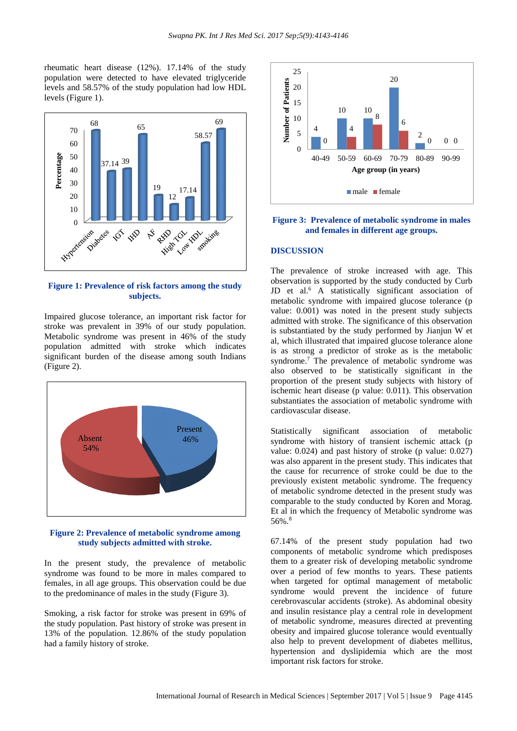rheumatic heart disease (12%). 17.14% of the study population were detected to have elevated triglyceride levels and 58.57% of the study population had low HDL levels (Figure 1).

Percentage

70
60
50
40
30
20
10
0

68
37.14
39
65
19
12
17.14
58.57
69

Hypertension
Diabetes
IGT
IHD
AF
RHD
High TGL
Low HDL
smoking

**Figure 1: Prevalence of risk factors among the study subjects.**

Impaired glucose tolerance, an important risk factor for stroke was prevalent in 39% of our study population. Metabolic syndrome was present in 46% of the study population admitted with stroke which indicates significant burden of the disease among south Indians (Figure 2).

Absent
54%

Present
46%

**Figure 2: Prevalence of metabolic syndrome among study subjects admitted with stroke.**

In the present study, the prevalence of metabolic syndrome was found to be more in males compared to females, in all age groups. This observation could be due to the predominance of males in the study (Figure 3).

Smoking, a risk factor for stroke was present in 69% of the study population. Past history of stroke was present in 13% of the population. 12.86% of the study population had a family history of stroke.

Number of Patients

25
20
15
10
5
0

4 0
10 4
10 8
20 6
2 0
0 0

40-49
50-59
60-69
70-79
80-89
90-99

Age group (in years)

male
female

**Figure 3: Prevalence of metabolic syndrome in males and females in different age groups.**

## DISCUSSION

The prevalence of stroke increased with age. This observation is supported by the study conducted by Curb JD et al.[6] A statistically significant association of metabolic syndrome with impaired glucose tolerance (p value: 0.001) was noted in the present study subjects admitted with stroke. The significance of this observation is substantiated by the study performed by Jianjun W et al, which illustrated that impaired glucose tolerance alone is as strong a predictor of stroke as is the metabolic syndrome.[7] The prevalence of metabolic syndrome was also observed to be statistically significant in the proportion of the present study subjects with history of ischemic heart disease (p value: 0.011). This observation substantiates the association of metabolic syndrome with cardiovascular disease.

Statistically significant association of metabolic syndrome with history of transient ischemic attack (p value: 0.024) and past history of stroke (p value: 0.027) was also apparent in the present study. This indicates that the cause for recurrence of stroke could be due to the previously existent metabolic syndrome. The frequency of metabolic syndrome detected in the present study was comparable to the study conducted by Koren and Morag. Et al in which the frequency of Metabolic syndrome was 56%.[8]

67.14% of the present study population had two components of metabolic syndrome which predisposes them to a greater risk of developing metabolic syndrome over a period of few months to years. These patients when targeted for optimal management of metabolic syndrome would prevent the incidence of future cerebrovascular accidents (stroke). As abdominal obesity and insulin resistance play a central role in development of metabolic syndrome, measures directed at preventing obesity and impaired glucose tolerance would eventually also help to prevent development of diabetes mellitus, hypertension and dyslipidemia which are the most important risk factors for stroke.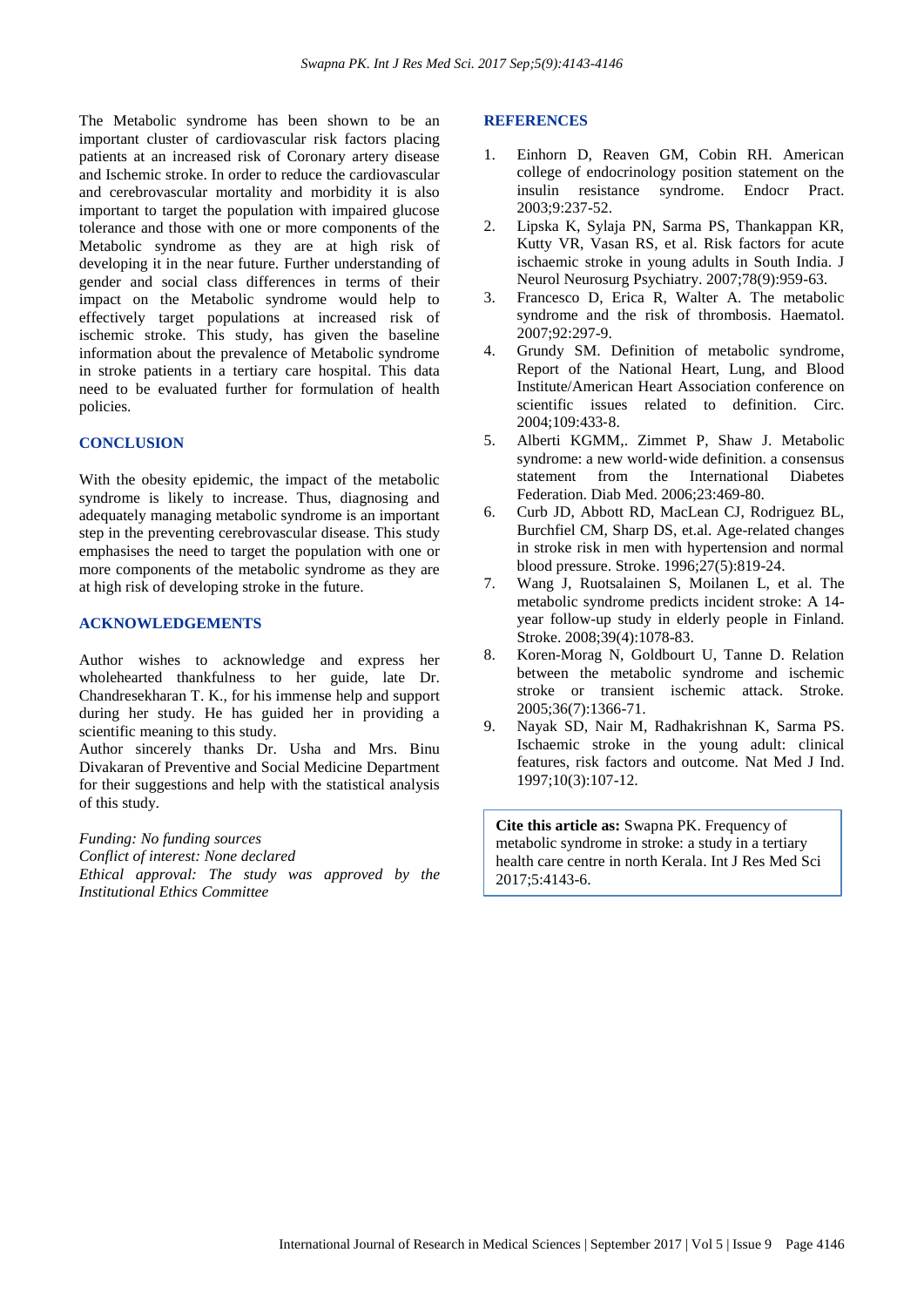The Metabolic syndrome has been shown to be an important cluster of cardiovascular risk factors placing patients at an increased risk of Coronary artery disease and Ischemic stroke. In order to reduce the cardiovascular and cerebrovascular mortality and morbidity it is also important to target the population with impaired glucose tolerance and those with one or more components of the Metabolic syndrome as they are at high risk of developing it in the near future. Further understanding of gender and social class differences in terms of their impact on the Metabolic syndrome would help to effectively target populations at increased risk of ischemic stroke. This study, has given the baseline information about the prevalence of Metabolic syndrome in stroke patients in a tertiary care hospital. This data need to be evaluated further for formulation of health policies.

## CONCLUSION

With the obesity epidemic, the impact of the metabolic syndrome is likely to increase. Thus, diagnosing and adequately managing metabolic syndrome is an important step in the preventing cerebrovascular disease. This study emphasises the need to target the population with one or more components of the metabolic syndrome as they are at high risk of developing stroke in the future.

## ACKNOWLEDGEMENTS

Author wishes to acknowledge and express her wholehearted thankfulness to her guide, late Dr. Chandresekharan T. K., for his immense help and support during her study. He has guided her in providing a scientific meaning to this study.

Author sincerely thanks Dr. Usha and Mrs. Binu Divakaran of Preventive and Social Medicine Department for their suggestions and help with the statistical analysis of this study.

*Funding: No funding sources*
*Conflict of interest: None declared*
*Ethical approval: The study was approved by the Institutional Ethics Committee*

## REFERENCES

1. Einhorn D, Reaven GM, Cobin RH. American college of endocrinology position statement on the insulin resistance syndrome. Endocr Pract. 2003;9:237-52.
2. Lipska K, Sylaja PN, Sarma PS, Thankappan KR, Kutty VR, Vasan RS, et al. Risk factors for acute ischaemic stroke in young adults in South India. J Neurol Neurosurg Psychiatry. 2007;78(9):959-63.
3. Francesco D, Erica R, Walter A. The metabolic syndrome and the risk of thrombosis. Haematol. 2007;92:297-9.
4. Grundy SM. Definition of metabolic syndrome, Report of the National Heart, Lung, and Blood Institute/American Heart Association conference on scientific issues related to definition. Circ. 2004;109:433-8.
5. Alberti KGMM,. Zimmet P, Shaw J. Metabolic syndrome: a new world-wide definition. a consensus statement from the International Diabetes Federation. Diab Med. 2006;23:469-80.
6. Curb JD, Abbott RD, MacLean CJ, Rodriguez BL, Burchfiel CM, Sharp DS, et.al. Age-related changes in stroke risk in men with hypertension and normal blood pressure. Stroke. 1996;27(5):819-24.
7. Wang J, Ruotsalainen S, Moilanen L, et al. The metabolic syndrome predicts incident stroke: A 14-year follow-up study in elderly people in Finland. Stroke. 2008;39(4):1078-83.
8. Koren-Morag N, Goldbourt U, Tanne D. Relation between the metabolic syndrome and ischemic stroke or transient ischemic attack. Stroke. 2005;36(7):1366-71.
9. Nayak SD, Nair M, Radhakrishnan K, Sarma PS. Ischaemic stroke in the young adult: clinical features, risk factors and outcome. Nat Med J Ind. 1997;10(3):107-12.

**Cite this article as:** Swapna PK. Frequency of metabolic syndrome in stroke: a study in a tertiary health care centre in north Kerala. Int J Res Med Sci 2017;5:4143-6.